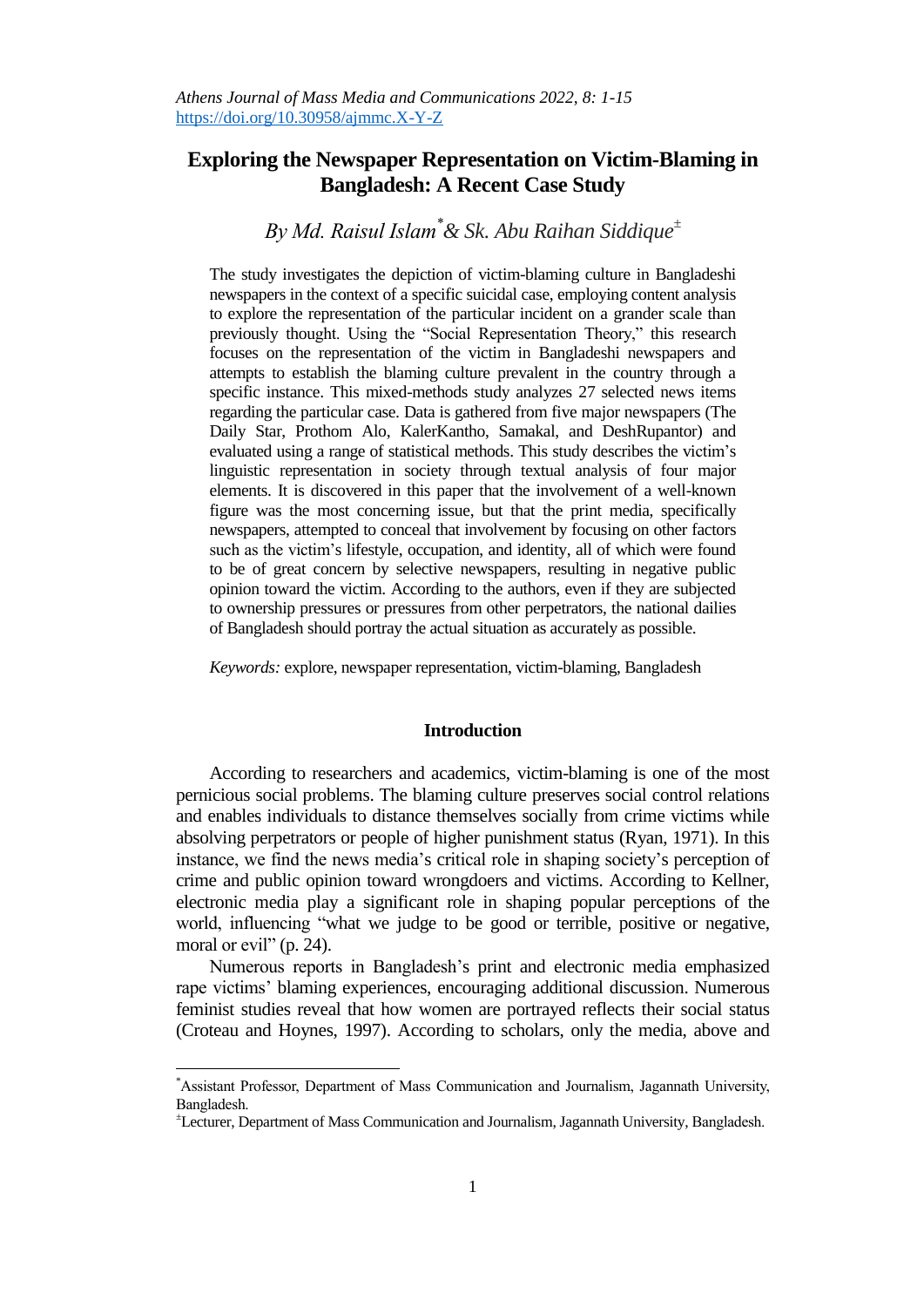# Exploring the Newspaper Representation on Victim-Blaming in Bangladesh: A Recent Case Study

*By Md. Raisul Islam*[*] *& Sk. Abu Raihan Siddique*[±]

The study investigates the depiction of victim-blaming culture in Bangladeshi newspapers in the context of a specific suicidal case, employing content analysis to explore the representation of the particular incident on a grander scale than previously thought. Using the "Social Representation Theory," this research focuses on the representation of the victim in Bangladeshi newspapers and attempts to establish the blaming culture prevalent in the country through a specific instance. This mixed-methods study analyzes 27 selected news items regarding the particular case. Data is gathered from five major newspapers (The Daily Star, Prothom Alo, KalerKantho, Samakal, and DeshRupantor) and evaluated using a range of statistical methods. This study describes the victim's linguistic representation in society through textual analysis of four major elements. It is discovered in this paper that the involvement of a well-known figure was the most concerning issue, but that the print media, specifically newspapers, attempted to conceal that involvement by focusing on other factors such as the victim's lifestyle, occupation, and identity, all of which were found to be of great concern by selective newspapers, resulting in negative public opinion toward the victim. According to the authors, even if they are subjected to ownership pressures or pressures from other perpetrators, the national dailies of Bangladesh should portray the actual situation as accurately as possible.

*Keywords:* explore, newspaper representation, victim-blaming, Bangladesh

## Introduction

According to researchers and academics, victim-blaming is one of the most pernicious social problems. The blaming culture preserves social control relations and enables individuals to distance themselves socially from crime victims while absolving perpetrators or people of higher punishment status (Ryan, 1971). In this instance, we find the news media's critical role in shaping society's perception of crime and public opinion toward wrongdoers and victims. According to Kellner, electronic media play a significant role in shaping popular perceptions of the world, influencing "what we judge to be good or terrible, positive or negative, moral or evil" (p. 24).

Numerous reports in Bangladesh's print and electronic media emphasized rape victims' blaming experiences, encouraging additional discussion. Numerous feminist studies reveal that how women are portrayed reflects their social status (Croteau and Hoynes, 1997). According to scholars, only the media, above and

---

[*] Assistant Professor, Department of Mass Communication and Journalism, Jagannath University, Bangladesh.

[±] Lecturer, Department of Mass Communication and Journalism, Jagannath University, Bangladesh.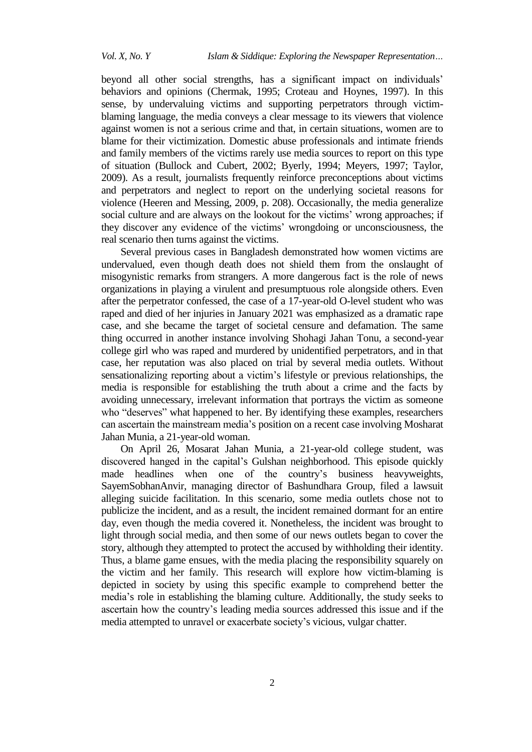beyond all other social strengths, has a significant impact on individuals' behaviors and opinions (Chermak, 1995; Croteau and Hoynes, 1997). In this sense, by undervaluing victims and supporting perpetrators through victim-blaming language, the media conveys a clear message to its viewers that violence against women is not a serious crime and that, in certain situations, women are to blame for their victimization. Domestic abuse professionals and intimate friends and family members of the victims rarely use media sources to report on this type of situation (Bullock and Cubert, 2002; Byerly, 1994; Meyers, 1997; Taylor, 2009). As a result, journalists frequently reinforce preconceptions about victims and perpetrators and neglect to report on the underlying societal reasons for violence (Heeren and Messing, 2009, p. 208). Occasionally, the media generalize social culture and are always on the lookout for the victims' wrong approaches; if they discover any evidence of the victims' wrongdoing or unconsciousness, the real scenario then turns against the victims.

Several previous cases in Bangladesh demonstrated how women victims are undervalued, even though death does not shield them from the onslaught of misogynistic remarks from strangers. A more dangerous fact is the role of news organizations in playing a virulent and presumptuous role alongside others. Even after the perpetrator confessed, the case of a 17-year-old O-level student who was raped and died of her injuries in January 2021 was emphasized as a dramatic rape case, and she became the target of societal censure and defamation. The same thing occurred in another instance involving Shohagi Jahan Tonu, a second-year college girl who was raped and murdered by unidentified perpetrators, and in that case, her reputation was also placed on trial by several media outlets. Without sensationalizing reporting about a victim's lifestyle or previous relationships, the media is responsible for establishing the truth about a crime and the facts by avoiding unnecessary, irrelevant information that portrays the victim as someone who "deserves" what happened to her. By identifying these examples, researchers can ascertain the mainstream media's position on a recent case involving Mosharat Jahan Munia, a 21-year-old woman.

On April 26, Mosarat Jahan Munia, a 21-year-old college student, was discovered hanged in the capital's Gulshan neighborhood. This episode quickly made headlines when one of the country's business heavyweights, SayemSobhanAnvir, managing director of Bashundhara Group, filed a lawsuit alleging suicide facilitation. In this scenario, some media outlets chose not to publicize the incident, and as a result, the incident remained dormant for an entire day, even though the media covered it. Nonetheless, the incident was brought to light through social media, and then some of our news outlets began to cover the story, although they attempted to protect the accused by withholding their identity. Thus, a blame game ensues, with the media placing the responsibility squarely on the victim and her family. This research will explore how victim-blaming is depicted in society by using this specific example to comprehend better the media's role in establishing the blaming culture. Additionally, the study seeks to ascertain how the country's leading media sources addressed this issue and if the media attempted to unravel or exacerbate society's vicious, vulgar chatter.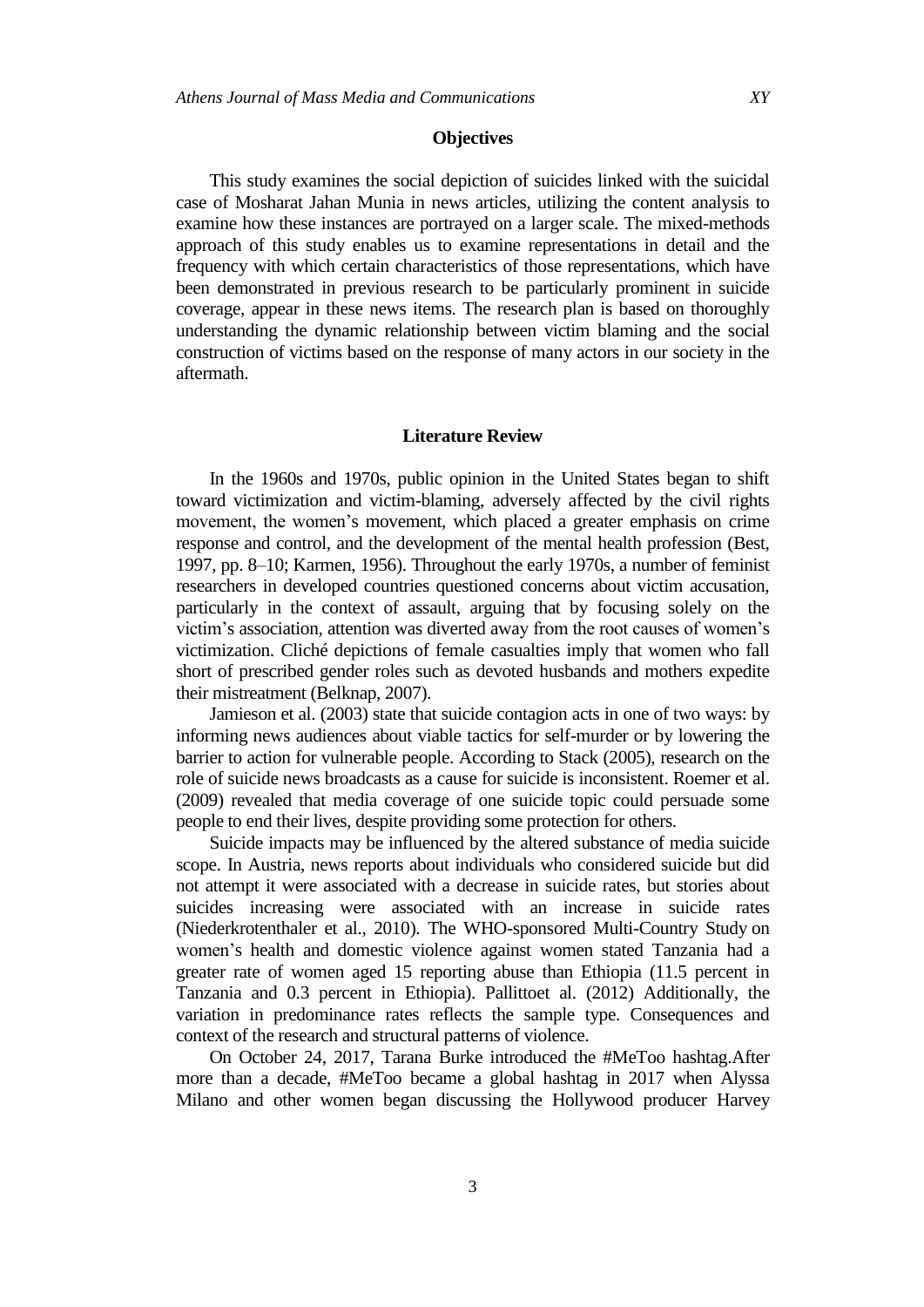## Objectives

This study examines the social depiction of suicides linked with the suicidal case of Mosharat Jahan Munia in news articles, utilizing the content analysis to examine how these instances are portrayed on a larger scale. The mixed-methods approach of this study enables us to examine representations in detail and the frequency with which certain characteristics of those representations, which have been demonstrated in previous research to be particularly prominent in suicide coverage, appear in these news items. The research plan is based on thoroughly understanding the dynamic relationship between victim blaming and the social construction of victims based on the response of many actors in our society in the aftermath.

## Literature Review

In the 1960s and 1970s, public opinion in the United States began to shift toward victimization and victim-blaming, adversely affected by the civil rights movement, the women's movement, which placed a greater emphasis on crime response and control, and the development of the mental health profession (Best, 1997, pp. 8–10; Karmen, 1956). Throughout the early 1970s, a number of feminist researchers in developed countries questioned concerns about victim accusation, particularly in the context of assault, arguing that by focusing solely on the victim's association, attention was diverted away from the root causes of women's victimization. Cliché depictions of female casualties imply that women who fall short of prescribed gender roles such as devoted husbands and mothers expedite their mistreatment (Belknap, 2007).

Jamieson et al. (2003) state that suicide contagion acts in one of two ways: by informing news audiences about viable tactics for self-murder or by lowering the barrier to action for vulnerable people. According to Stack (2005), research on the role of suicide news broadcasts as a cause for suicide is inconsistent. Roemer et al. (2009) revealed that media coverage of one suicide topic could persuade some people to end their lives, despite providing some protection for others.

Suicide impacts may be influenced by the altered substance of media suicide scope. In Austria, news reports about individuals who considered suicide but did not attempt it were associated with a decrease in suicide rates, but stories about suicides increasing were associated with an increase in suicide rates (Niederkrotenthaler et al., 2010). The WHO-sponsored Multi-Country Study on women's health and domestic violence against women stated Tanzania had a greater rate of women aged 15 reporting abuse than Ethiopia (11.5 percent in Tanzania and 0.3 percent in Ethiopia). Pallittoet al. (2012) Additionally, the variation in predominance rates reflects the sample type. Consequences and context of the research and structural patterns of violence.

On October 24, 2017, Tarana Burke introduced the #MeToo hashtag.After more than a decade, #MeToo became a global hashtag in 2017 when Alyssa Milano and other women began discussing the Hollywood producer Harvey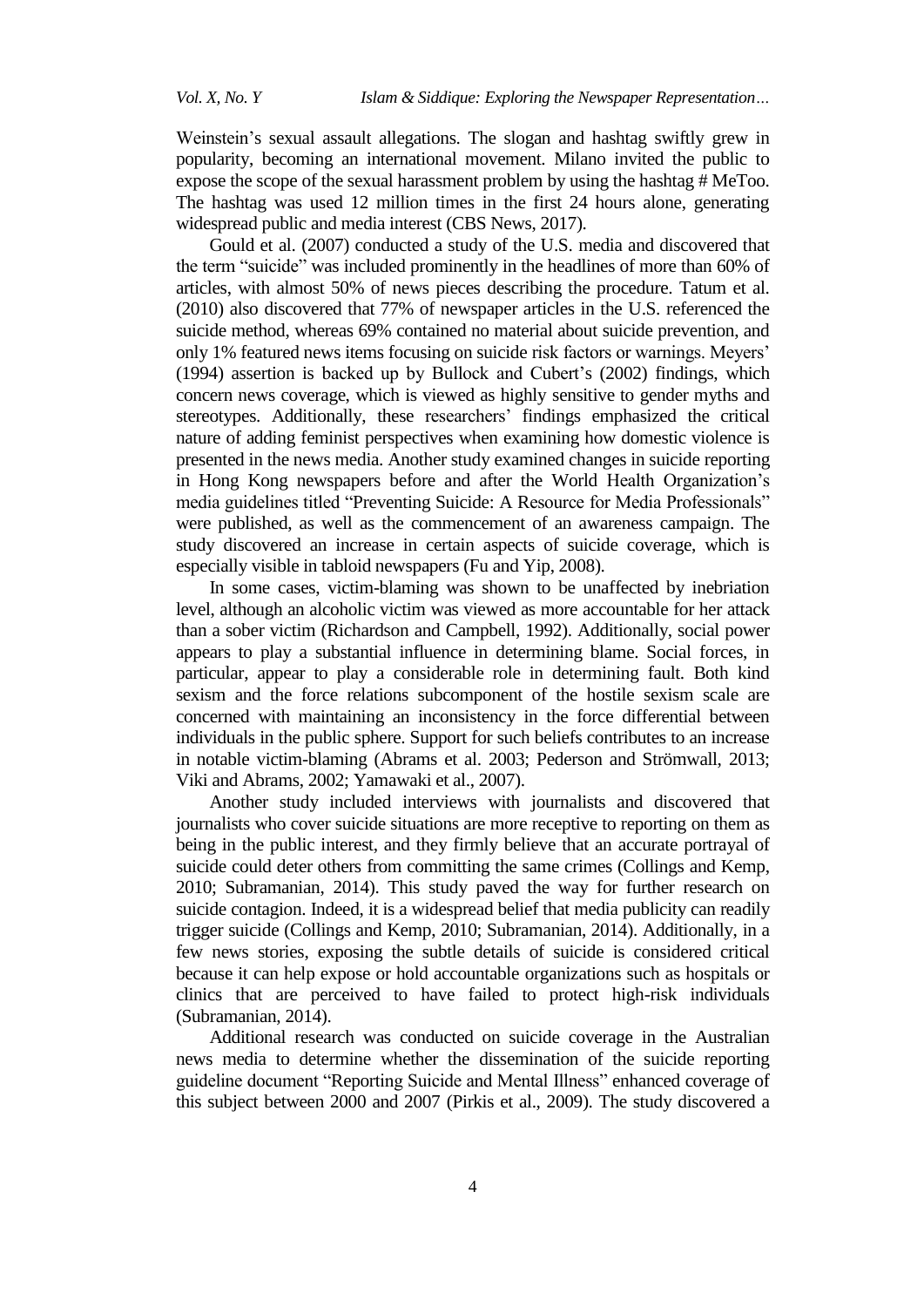Weinstein's sexual assault allegations. The slogan and hashtag swiftly grew in popularity, becoming an international movement. Milano invited the public to expose the scope of the sexual harassment problem by using the hashtag # MeToo. The hashtag was used 12 million times in the first 24 hours alone, generating widespread public and media interest (CBS News, 2017).

Gould et al. (2007) conducted a study of the U.S. media and discovered that the term "suicide" was included prominently in the headlines of more than 60% of articles, with almost 50% of news pieces describing the procedure. Tatum et al. (2010) also discovered that 77% of newspaper articles in the U.S. referenced the suicide method, whereas 69% contained no material about suicide prevention, and only 1% featured news items focusing on suicide risk factors or warnings. Meyers' (1994) assertion is backed up by Bullock and Cubert's (2002) findings, which concern news coverage, which is viewed as highly sensitive to gender myths and stereotypes. Additionally, these researchers' findings emphasized the critical nature of adding feminist perspectives when examining how domestic violence is presented in the news media. Another study examined changes in suicide reporting in Hong Kong newspapers before and after the World Health Organization's media guidelines titled "Preventing Suicide: A Resource for Media Professionals" were published, as well as the commencement of an awareness campaign. The study discovered an increase in certain aspects of suicide coverage, which is especially visible in tabloid newspapers (Fu and Yip, 2008).

In some cases, victim-blaming was shown to be unaffected by inebriation level, although an alcoholic victim was viewed as more accountable for her attack than a sober victim (Richardson and Campbell, 1992). Additionally, social power appears to play a substantial influence in determining blame. Social forces, in particular, appear to play a considerable role in determining fault. Both kind sexism and the force relations subcomponent of the hostile sexism scale are concerned with maintaining an inconsistency in the force differential between individuals in the public sphere. Support for such beliefs contributes to an increase in notable victim-blaming (Abrams et al. 2003; Pederson and Strömwall, 2013; Viki and Abrams, 2002; Yamawaki et al., 2007).

Another study included interviews with journalists and discovered that journalists who cover suicide situations are more receptive to reporting on them as being in the public interest, and they firmly believe that an accurate portrayal of suicide could deter others from committing the same crimes (Collings and Kemp, 2010; Subramanian, 2014). This study paved the way for further research on suicide contagion. Indeed, it is a widespread belief that media publicity can readily trigger suicide (Collings and Kemp, 2010; Subramanian, 2014). Additionally, in a few news stories, exposing the subtle details of suicide is considered critical because it can help expose or hold accountable organizations such as hospitals or clinics that are perceived to have failed to protect high-risk individuals (Subramanian, 2014).

Additional research was conducted on suicide coverage in the Australian news media to determine whether the dissemination of the suicide reporting guideline document "Reporting Suicide and Mental Illness" enhanced coverage of this subject between 2000 and 2007 (Pirkis et al., 2009). The study discovered a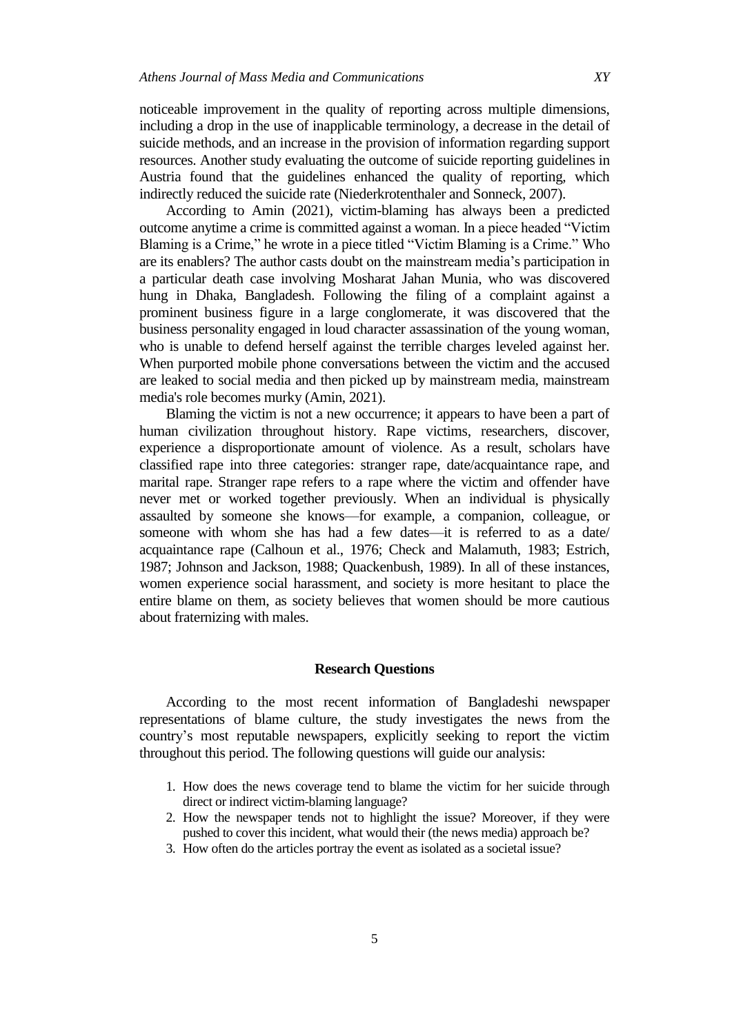noticeable improvement in the quality of reporting across multiple dimensions, including a drop in the use of inapplicable terminology, a decrease in the detail of suicide methods, and an increase in the provision of information regarding support resources. Another study evaluating the outcome of suicide reporting guidelines in Austria found that the guidelines enhanced the quality of reporting, which indirectly reduced the suicide rate (Niederkrotenthaler and Sonneck, 2007).

According to Amin (2021), victim-blaming has always been a predicted outcome anytime a crime is committed against a woman. In a piece headed "Victim Blaming is a Crime," he wrote in a piece titled "Victim Blaming is a Crime." Who are its enablers? The author casts doubt on the mainstream media's participation in a particular death case involving Mosharat Jahan Munia, who was discovered hung in Dhaka, Bangladesh. Following the filing of a complaint against a prominent business figure in a large conglomerate, it was discovered that the business personality engaged in loud character assassination of the young woman, who is unable to defend herself against the terrible charges leveled against her. When purported mobile phone conversations between the victim and the accused are leaked to social media and then picked up by mainstream media, mainstream media's role becomes murky (Amin, 2021).

Blaming the victim is not a new occurrence; it appears to have been a part of human civilization throughout history. Rape victims, researchers, discover, experience a disproportionate amount of violence. As a result, scholars have classified rape into three categories: stranger rape, date/acquaintance rape, and marital rape. Stranger rape refers to a rape where the victim and offender have never met or worked together previously. When an individual is physically assaulted by someone she knows—for example, a companion, colleague, or someone with whom she has had a few dates—it is referred to as a date/ acquaintance rape (Calhoun et al., 1976; Check and Malamuth, 1983; Estrich, 1987; Johnson and Jackson, 1988; Quackenbush, 1989). In all of these instances, women experience social harassment, and society is more hesitant to place the entire blame on them, as society believes that women should be more cautious about fraternizing with males.

## Research Questions

According to the most recent information of Bangladeshi newspaper representations of blame culture, the study investigates the news from the country's most reputable newspapers, explicitly seeking to report the victim throughout this period. The following questions will guide our analysis:

1. How does the news coverage tend to blame the victim for her suicide through direct or indirect victim-blaming language?
2. How the newspaper tends not to highlight the issue? Moreover, if they were pushed to cover this incident, what would their (the news media) approach be?
3. How often do the articles portray the event as isolated as a societal issue?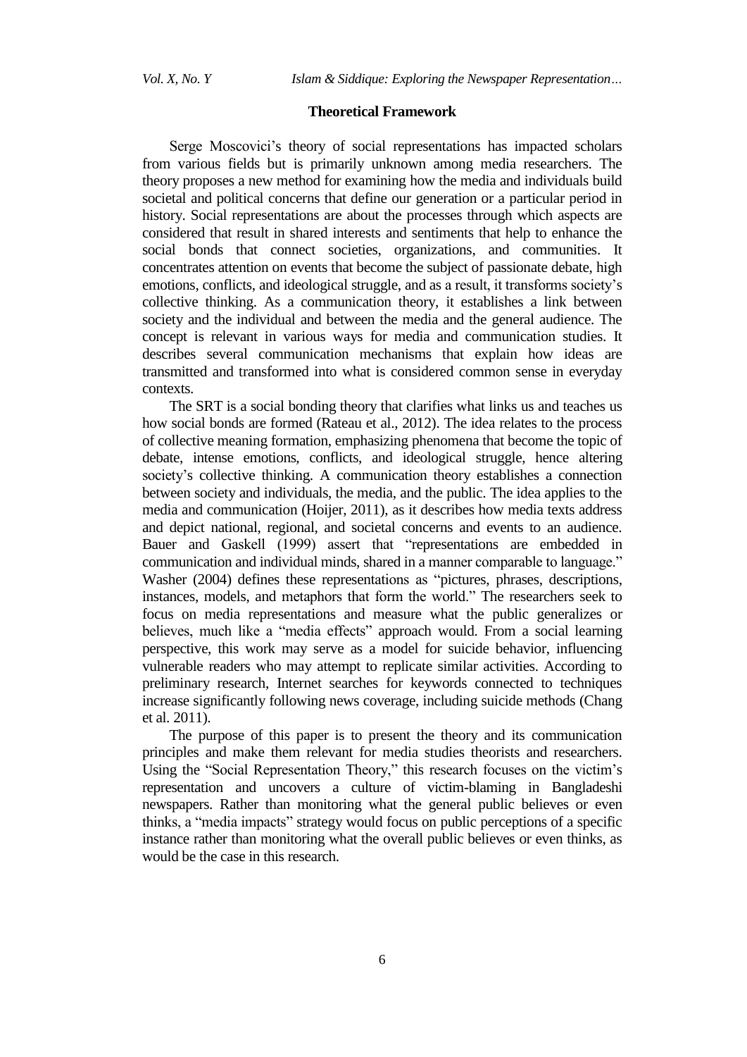## Theoretical Framework

Serge Moscovici's theory of social representations has impacted scholars from various fields but is primarily unknown among media researchers. The theory proposes a new method for examining how the media and individuals build societal and political concerns that define our generation or a particular period in history. Social representations are about the processes through which aspects are considered that result in shared interests and sentiments that help to enhance the social bonds that connect societies, organizations, and communities. It concentrates attention on events that become the subject of passionate debate, high emotions, conflicts, and ideological struggle, and as a result, it transforms society's collective thinking. As a communication theory, it establishes a link between society and the individual and between the media and the general audience. The concept is relevant in various ways for media and communication studies. It describes several communication mechanisms that explain how ideas are transmitted and transformed into what is considered common sense in everyday contexts.

The SRT is a social bonding theory that clarifies what links us and teaches us how social bonds are formed (Rateau et al., 2012). The idea relates to the process of collective meaning formation, emphasizing phenomena that become the topic of debate, intense emotions, conflicts, and ideological struggle, hence altering society's collective thinking. A communication theory establishes a connection between society and individuals, the media, and the public. The idea applies to the media and communication (Hoijer, 2011), as it describes how media texts address and depict national, regional, and societal concerns and events to an audience. Bauer and Gaskell (1999) assert that "representations are embedded in communication and individual minds, shared in a manner comparable to language." Washer (2004) defines these representations as "pictures, phrases, descriptions, instances, models, and metaphors that form the world." The researchers seek to focus on media representations and measure what the public generalizes or believes, much like a "media effects" approach would. From a social learning perspective, this work may serve as a model for suicide behavior, influencing vulnerable readers who may attempt to replicate similar activities. According to preliminary research, Internet searches for keywords connected to techniques increase significantly following news coverage, including suicide methods (Chang et al. 2011).

The purpose of this paper is to present the theory and its communication principles and make them relevant for media studies theorists and researchers. Using the "Social Representation Theory," this research focuses on the victim's representation and uncovers a culture of victim-blaming in Bangladeshi newspapers. Rather than monitoring what the general public believes or even thinks, a "media impacts" strategy would focus on public perceptions of a specific instance rather than monitoring what the overall public believes or even thinks, as would be the case in this research.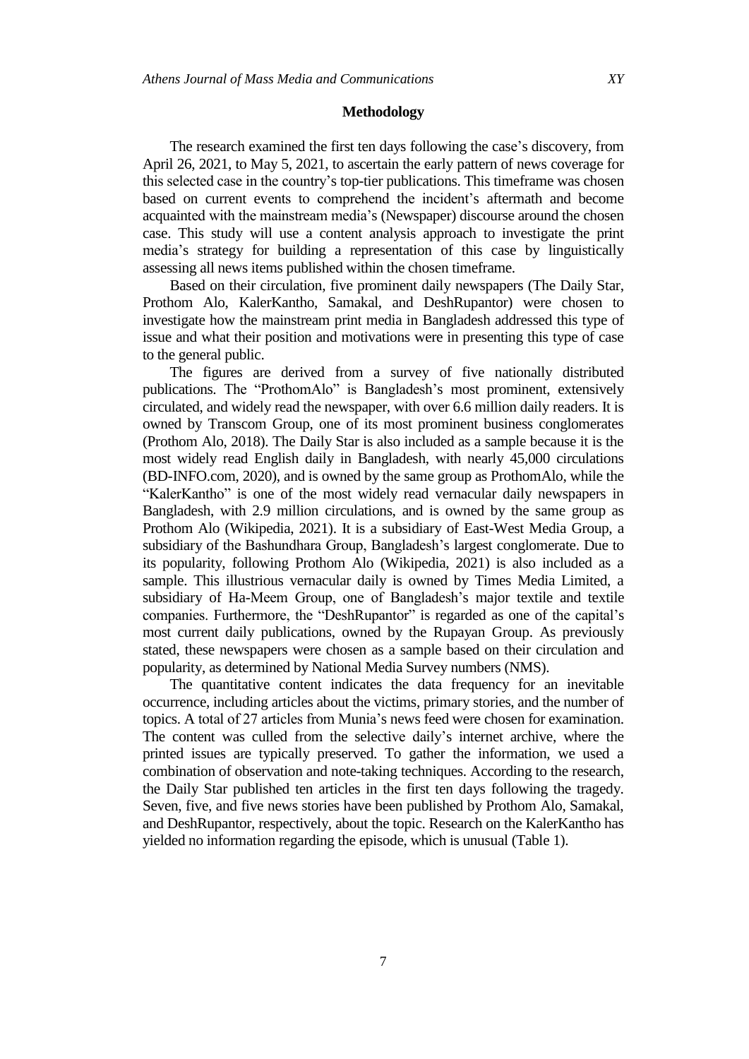## Methodology

The research examined the first ten days following the case's discovery, from April 26, 2021, to May 5, 2021, to ascertain the early pattern of news coverage for this selected case in the country's top-tier publications. This timeframe was chosen based on current events to comprehend the incident's aftermath and become acquainted with the mainstream media's (Newspaper) discourse around the chosen case. This study will use a content analysis approach to investigate the print media's strategy for building a representation of this case by linguistically assessing all news items published within the chosen timeframe.

Based on their circulation, five prominent daily newspapers (The Daily Star, Prothom Alo, KalerKantho, Samakal, and DeshRupantor) were chosen to investigate how the mainstream print media in Bangladesh addressed this type of issue and what their position and motivations were in presenting this type of case to the general public.

The figures are derived from a survey of five nationally distributed publications. The "ProthomAlo" is Bangladesh's most prominent, extensively circulated, and widely read the newspaper, with over 6.6 million daily readers. It is owned by Transcom Group, one of its most prominent business conglomerates (Prothom Alo, 2018). The Daily Star is also included as a sample because it is the most widely read English daily in Bangladesh, with nearly 45,000 circulations (BD-INFO.com, 2020), and is owned by the same group as ProthomAlo, while the "KalerKantho" is one of the most widely read vernacular daily newspapers in Bangladesh, with 2.9 million circulations, and is owned by the same group as Prothom Alo (Wikipedia, 2021). It is a subsidiary of East-West Media Group, a subsidiary of the Bashundhara Group, Bangladesh's largest conglomerate. Due to its popularity, following Prothom Alo (Wikipedia, 2021) is also included as a sample. This illustrious vernacular daily is owned by Times Media Limited, a subsidiary of Ha-Meem Group, one of Bangladesh's major textile and textile companies. Furthermore, the "DeshRupantor" is regarded as one of the capital's most current daily publications, owned by the Rupayan Group. As previously stated, these newspapers were chosen as a sample based on their circulation and popularity, as determined by National Media Survey numbers (NMS).

The quantitative content indicates the data frequency for an inevitable occurrence, including articles about the victims, primary stories, and the number of topics. A total of 27 articles from Munia's news feed were chosen for examination. The content was culled from the selective daily's internet archive, where the printed issues are typically preserved. To gather the information, we used a combination of observation and note-taking techniques. According to the research, the Daily Star published ten articles in the first ten days following the tragedy. Seven, five, and five news stories have been published by Prothom Alo, Samakal, and DeshRupantor, respectively, about the topic. Research on the KalerKantho has yielded no information regarding the episode, which is unusual (Table 1).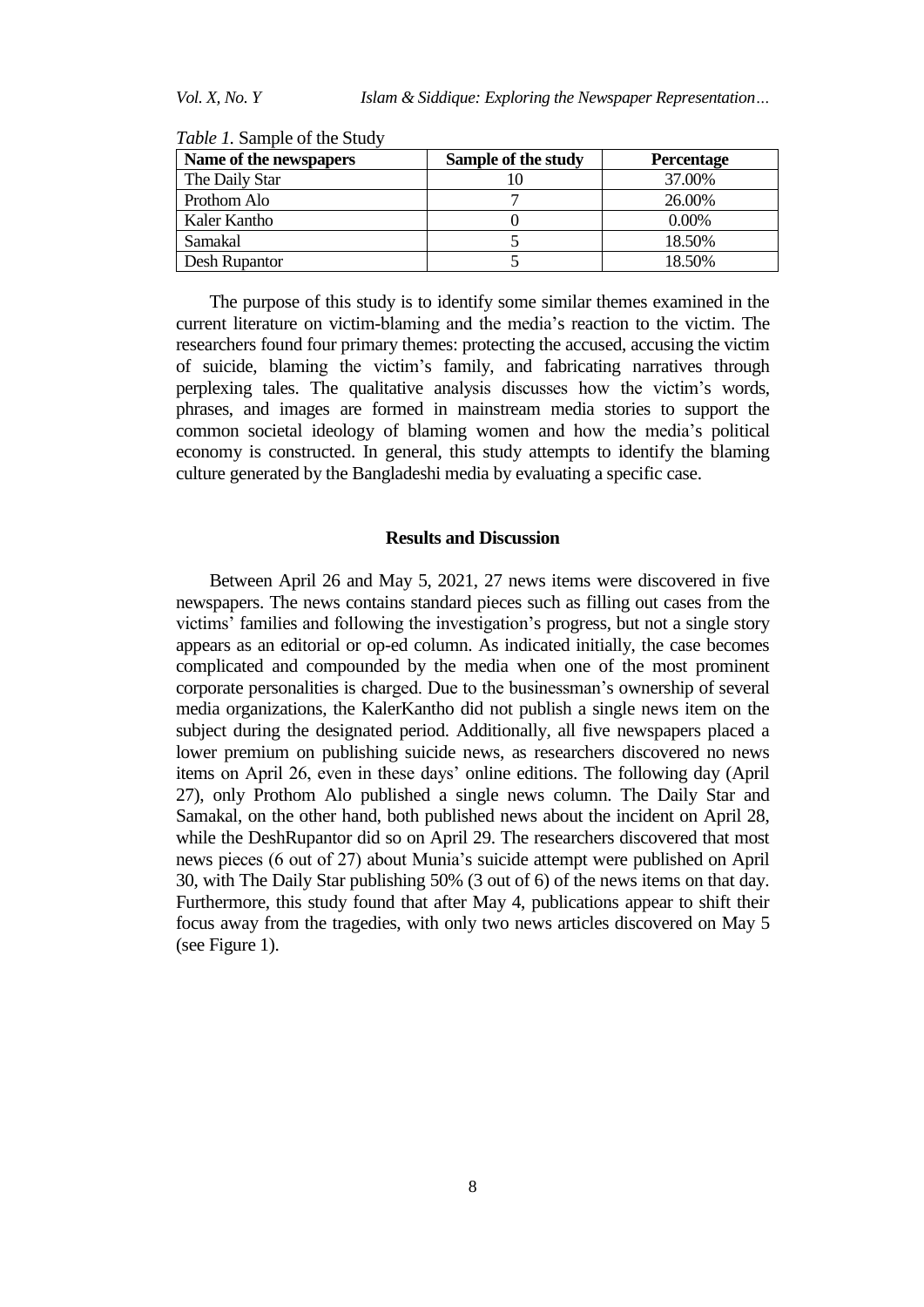*Table 1.* Sample of the Study

| Name of the newspapers | Sample of the study | Percentage |
|---|---|---|
| The Daily Star | 10 | 37.00% |
| Prothom Alo | 7 | 26.00% |
| Kaler Kantho | 0 | 0.00% |
| Samakal | 5 | 18.50% |
| Desh Rupantor | 5 | 18.50% |

The purpose of this study is to identify some similar themes examined in the current literature on victim-blaming and the media's reaction to the victim. The researchers found four primary themes: protecting the accused, accusing the victim of suicide, blaming the victim's family, and fabricating narratives through perplexing tales. The qualitative analysis discusses how the victim's words, phrases, and images are formed in mainstream media stories to support the common societal ideology of blaming women and how the media's political economy is constructed. In general, this study attempts to identify the blaming culture generated by the Bangladeshi media by evaluating a specific case.

## Results and Discussion

Between April 26 and May 5, 2021, 27 news items were discovered in five newspapers. The news contains standard pieces such as filling out cases from the victims' families and following the investigation's progress, but not a single story appears as an editorial or op-ed column. As indicated initially, the case becomes complicated and compounded by the media when one of the most prominent corporate personalities is charged. Due to the businessman's ownership of several media organizations, the KalerKantho did not publish a single news item on the subject during the designated period. Additionally, all five newspapers placed a lower premium on publishing suicide news, as researchers discovered no news items on April 26, even in these days' online editions. The following day (April 27), only Prothom Alo published a single news column. The Daily Star and Samakal, on the other hand, both published news about the incident on April 28, while the DeshRupantor did so on April 29. The researchers discovered that most news pieces (6 out of 27) about Munia's suicide attempt were published on April 30, with The Daily Star publishing 50% (3 out of 6) of the news items on that day. Furthermore, this study found that after May 4, publications appear to shift their focus away from the tragedies, with only two news articles discovered on May 5 (see Figure 1).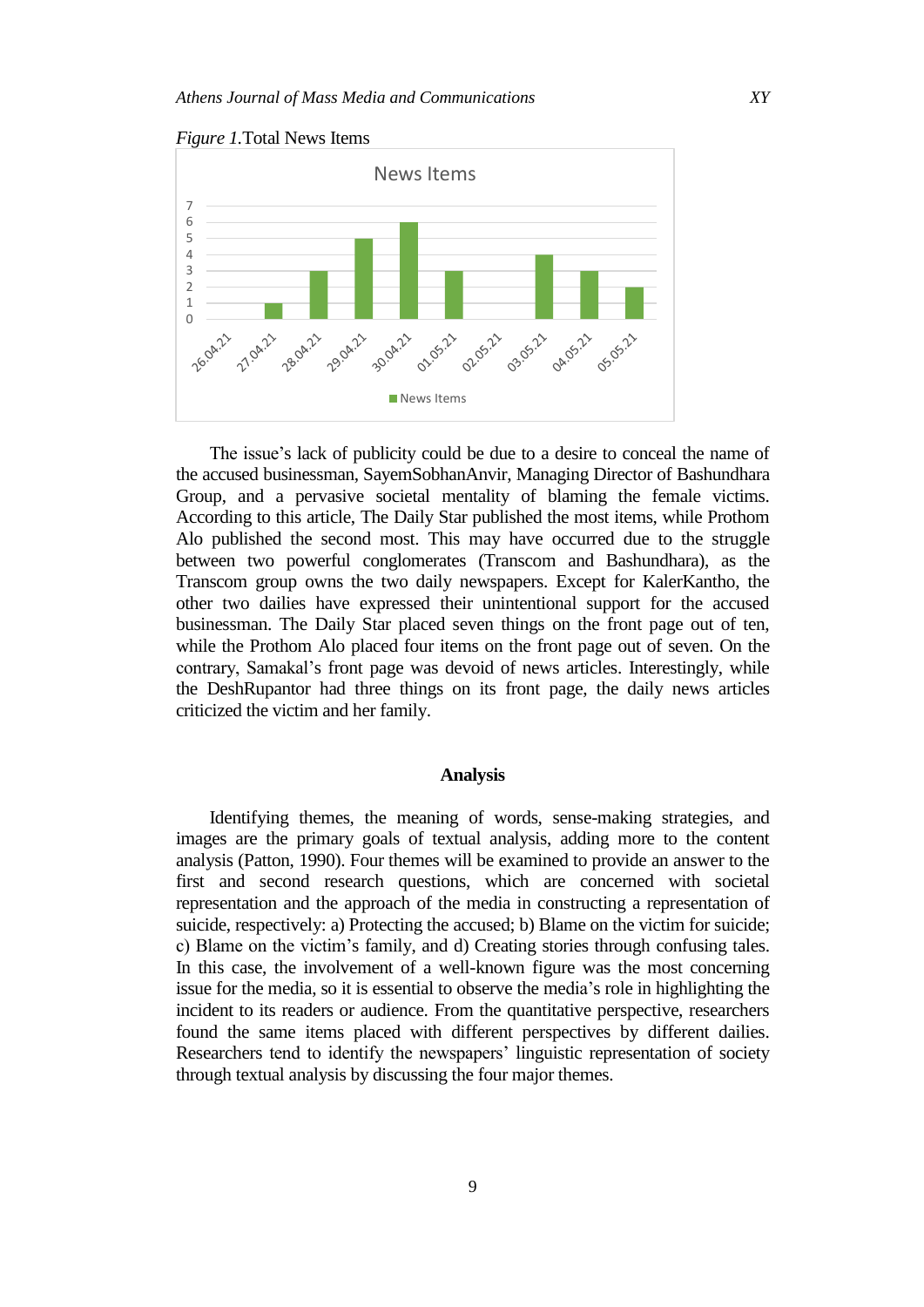*Figure 1.*Total News Items

The issue's lack of publicity could be due to a desire to conceal the name of the accused businessman, SayemSobhanAnvir, Managing Director of Bashundhara Group, and a pervasive societal mentality of blaming the female victims. According to this article, The Daily Star published the most items, while Prothom Alo published the second most. This may have occurred due to the struggle between two powerful conglomerates (Transcom and Bashundhara), as the Transcom group owns the two daily newspapers. Except for KalerKantho, the other two dailies have expressed their unintentional support for the accused businessman. The Daily Star placed seven things on the front page out of ten, while the Prothom Alo placed four items on the front page out of seven. On the contrary, Samakal's front page was devoid of news articles. Interestingly, while the DeshRupantor had three things on its front page, the daily news articles criticized the victim and her family.

## Analysis

Identifying themes, the meaning of words, sense-making strategies, and images are the primary goals of textual analysis, adding more to the content analysis (Patton, 1990). Four themes will be examined to provide an answer to the first and second research questions, which are concerned with societal representation and the approach of the media in constructing a representation of suicide, respectively: a) Protecting the accused; b) Blame on the victim for suicide; c) Blame on the victim's family, and d) Creating stories through confusing tales. In this case, the involvement of a well-known figure was the most concerning issue for the media, so it is essential to observe the media's role in highlighting the incident to its readers or audience. From the quantitative perspective, researchers found the same items placed with different perspectives by different dailies. Researchers tend to identify the newspapers' linguistic representation of society through textual analysis by discussing the four major themes.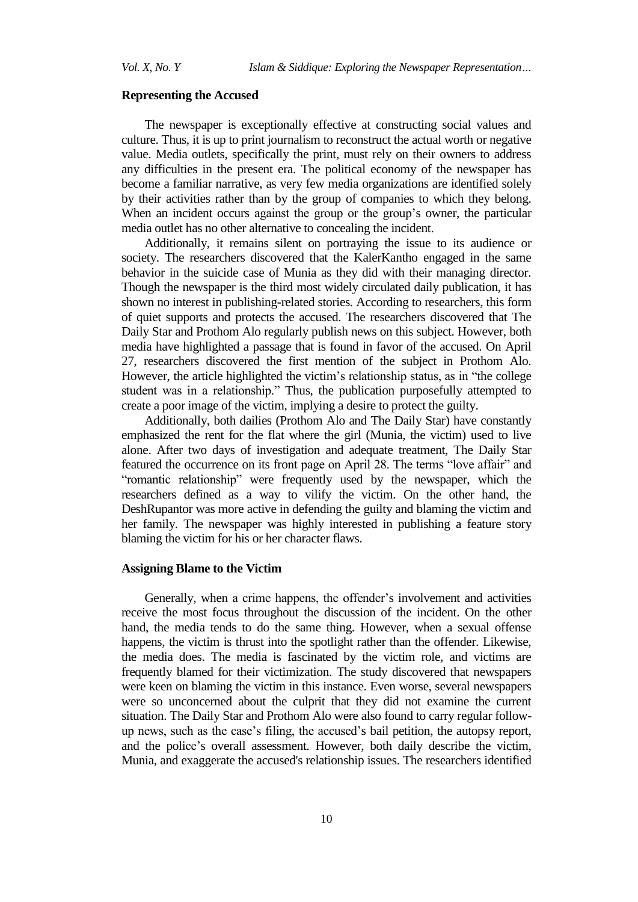**Representing the Accused**

The newspaper is exceptionally effective at constructing social values and culture. Thus, it is up to print journalism to reconstruct the actual worth or negative value. Media outlets, specifically the print, must rely on their owners to address any difficulties in the present era. The political economy of the newspaper has become a familiar narrative, as very few media organizations are identified solely by their activities rather than by the group of companies to which they belong. When an incident occurs against the group or the group's owner, the particular media outlet has no other alternative to concealing the incident.

Additionally, it remains silent on portraying the issue to its audience or society. The researchers discovered that the KalerKantho engaged in the same behavior in the suicide case of Munia as they did with their managing director. Though the newspaper is the third most widely circulated daily publication, it has shown no interest in publishing-related stories. According to researchers, this form of quiet supports and protects the accused. The researchers discovered that The Daily Star and Prothom Alo regularly publish news on this subject. However, both media have highlighted a passage that is found in favor of the accused. On April 27, researchers discovered the first mention of the subject in Prothom Alo. However, the article highlighted the victim's relationship status, as in "the college student was in a relationship." Thus, the publication purposefully attempted to create a poor image of the victim, implying a desire to protect the guilty.

Additionally, both dailies (Prothom Alo and The Daily Star) have constantly emphasized the rent for the flat where the girl (Munia, the victim) used to live alone. After two days of investigation and adequate treatment, The Daily Star featured the occurrence on its front page on April 28. The terms "love affair" and "romantic relationship" were frequently used by the newspaper, which the researchers defined as a way to vilify the victim. On the other hand, the DeshRupantor was more active in defending the guilty and blaming the victim and her family. The newspaper was highly interested in publishing a feature story blaming the victim for his or her character flaws.

**Assigning Blame to the Victim**

Generally, when a crime happens, the offender's involvement and activities receive the most focus throughout the discussion of the incident. On the other hand, the media tends to do the same thing. However, when a sexual offense happens, the victim is thrust into the spotlight rather than the offender. Likewise, the media does. The media is fascinated by the victim role, and victims are frequently blamed for their victimization. The study discovered that newspapers were keen on blaming the victim in this instance. Even worse, several newspapers were so unconcerned about the culprit that they did not examine the current situation. The Daily Star and Prothom Alo were also found to carry regular follow-up news, such as the case's filing, the accused's bail petition, the autopsy report, and the police's overall assessment. However, both daily describe the victim, Munia, and exaggerate the accused's relationship issues. The researchers identified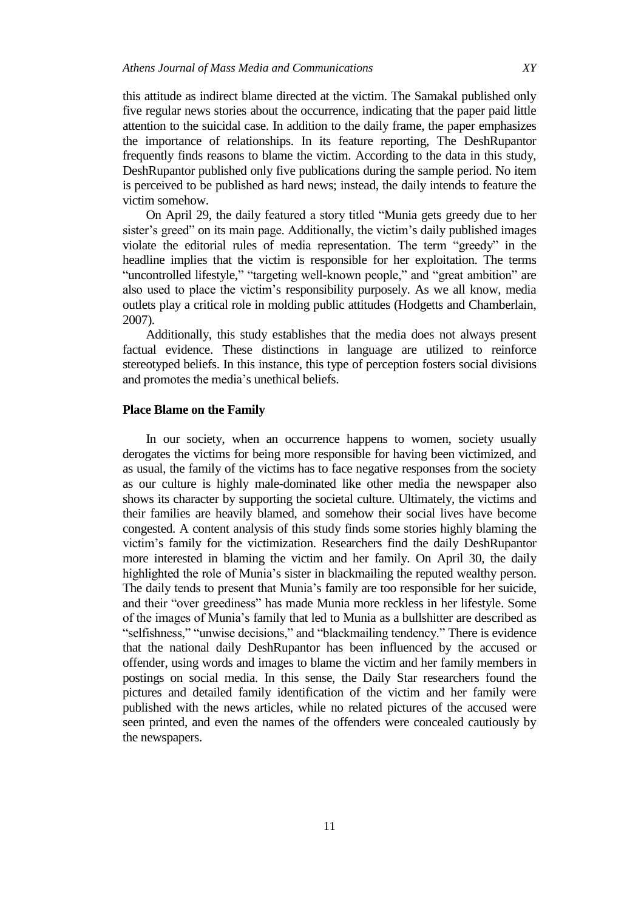this attitude as indirect blame directed at the victim. The Samakal published only five regular news stories about the occurrence, indicating that the paper paid little attention to the suicidal case. In addition to the daily frame, the paper emphasizes the importance of relationships. In its feature reporting, The DeshRupantor frequently finds reasons to blame the victim. According to the data in this study, DeshRupantor published only five publications during the sample period. No item is perceived to be published as hard news; instead, the daily intends to feature the victim somehow.

On April 29, the daily featured a story titled "Munia gets greedy due to her sister's greed" on its main page. Additionally, the victim's daily published images violate the editorial rules of media representation. The term "greedy" in the headline implies that the victim is responsible for her exploitation. The terms "uncontrolled lifestyle," "targeting well-known people," and "great ambition" are also used to place the victim's responsibility purposely. As we all know, media outlets play a critical role in molding public attitudes (Hodgetts and Chamberlain, 2007).

Additionally, this study establishes that the media does not always present factual evidence. These distinctions in language are utilized to reinforce stereotyped beliefs. In this instance, this type of perception fosters social divisions and promotes the media's unethical beliefs.

**Place Blame on the Family**

In our society, when an occurrence happens to women, society usually derogates the victims for being more responsible for having been victimized, and as usual, the family of the victims has to face negative responses from the society as our culture is highly male-dominated like other media the newspaper also shows its character by supporting the societal culture. Ultimately, the victims and their families are heavily blamed, and somehow their social lives have become congested. A content analysis of this study finds some stories highly blaming the victim's family for the victimization. Researchers find the daily DeshRupantor more interested in blaming the victim and her family. On April 30, the daily highlighted the role of Munia's sister in blackmailing the reputed wealthy person. The daily tends to present that Munia's family are too responsible for her suicide, and their "over greediness" has made Munia more reckless in her lifestyle. Some of the images of Munia's family that led to Munia as a bullshitter are described as "selfishness," "unwise decisions," and "blackmailing tendency." There is evidence that the national daily DeshRupantor has been influenced by the accused or offender, using words and images to blame the victim and her family members in postings on social media. In this sense, the Daily Star researchers found the pictures and detailed family identification of the victim and her family were published with the news articles, while no related pictures of the accused were seen printed, and even the names of the offenders were concealed cautiously by the newspapers.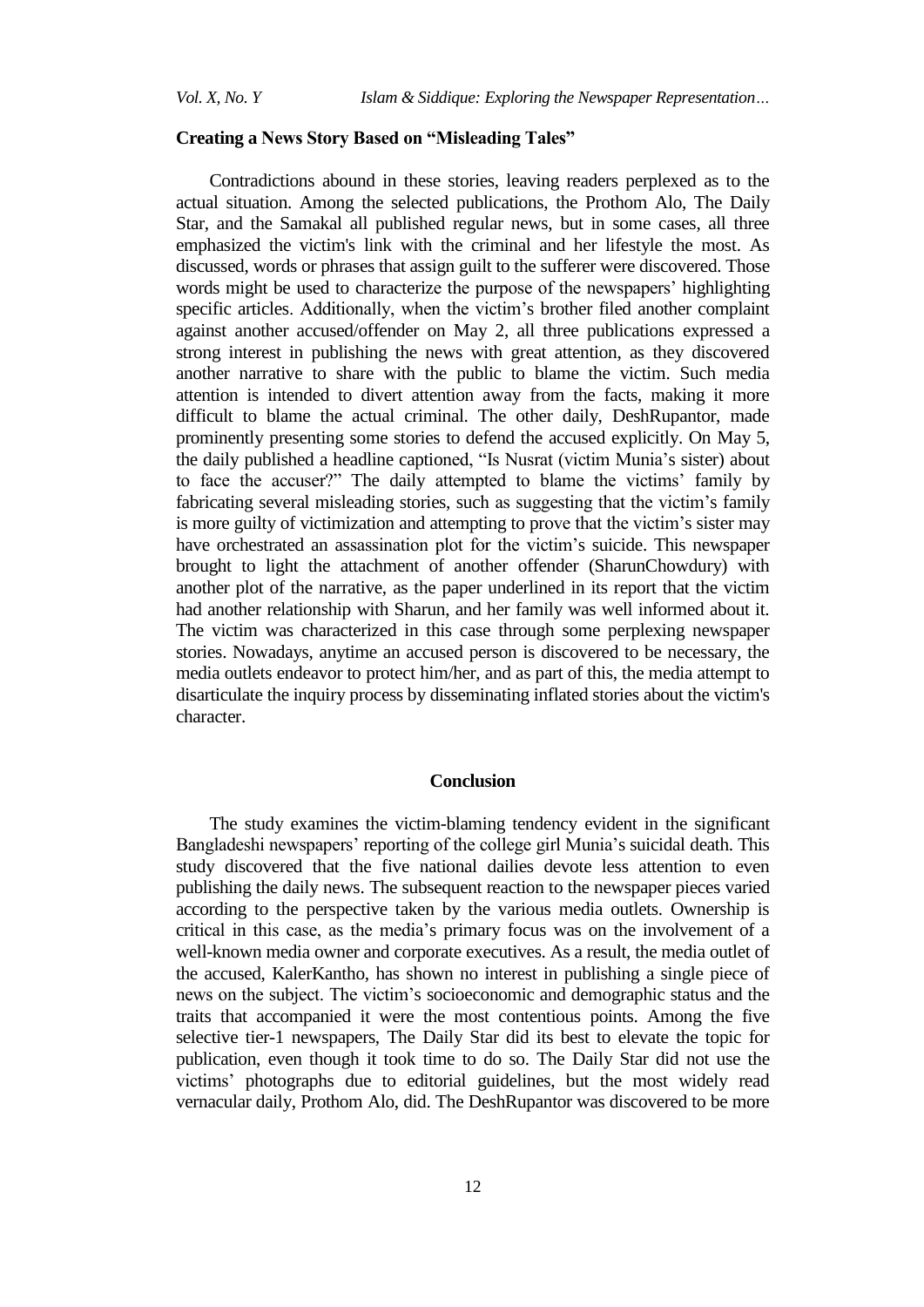### Creating a News Story Based on "Misleading Tales"

Contradictions abound in these stories, leaving readers perplexed as to the actual situation. Among the selected publications, the Prothom Alo, The Daily Star, and the Samakal all published regular news, but in some cases, all three emphasized the victim's link with the criminal and her lifestyle the most. As discussed, words or phrases that assign guilt to the sufferer were discovered. Those words might be used to characterize the purpose of the newspapers' highlighting specific articles. Additionally, when the victim's brother filed another complaint against another accused/offender on May 2, all three publications expressed a strong interest in publishing the news with great attention, as they discovered another narrative to share with the public to blame the victim. Such media attention is intended to divert attention away from the facts, making it more difficult to blame the actual criminal. The other daily, DeshRupantor, made prominently presenting some stories to defend the accused explicitly. On May 5, the daily published a headline captioned, "Is Nusrat (victim Munia's sister) about to face the accuser?" The daily attempted to blame the victims' family by fabricating several misleading stories, such as suggesting that the victim's family is more guilty of victimization and attempting to prove that the victim's sister may have orchestrated an assassination plot for the victim's suicide. This newspaper brought to light the attachment of another offender (SharunChowdury) with another plot of the narrative, as the paper underlined in its report that the victim had another relationship with Sharun, and her family was well informed about it. The victim was characterized in this case through some perplexing newspaper stories. Nowadays, anytime an accused person is discovered to be necessary, the media outlets endeavor to protect him/her, and as part of this, the media attempt to disarticulate the inquiry process by disseminating inflated stories about the victim's character.

## Conclusion

The study examines the victim-blaming tendency evident in the significant Bangladeshi newspapers' reporting of the college girl Munia's suicidal death. This study discovered that the five national dailies devote less attention to even publishing the daily news. The subsequent reaction to the newspaper pieces varied according to the perspective taken by the various media outlets. Ownership is critical in this case, as the media's primary focus was on the involvement of a well-known media owner and corporate executives. As a result, the media outlet of the accused, KalerKantho, has shown no interest in publishing a single piece of news on the subject. The victim's socioeconomic and demographic status and the traits that accompanied it were the most contentious points. Among the five selective tier-1 newspapers, The Daily Star did its best to elevate the topic for publication, even though it took time to do so. The Daily Star did not use the victims' photographs due to editorial guidelines, but the most widely read vernacular daily, Prothom Alo, did. The DeshRupantor was discovered to be more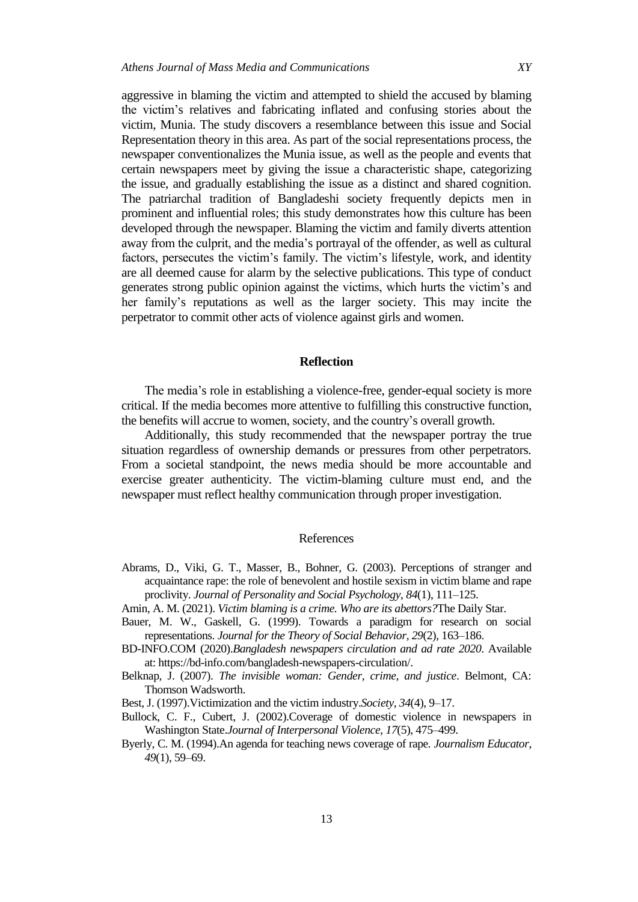aggressive in blaming the victim and attempted to shield the accused by blaming the victim's relatives and fabricating inflated and confusing stories about the victim, Munia. The study discovers a resemblance between this issue and Social Representation theory in this area. As part of the social representations process, the newspaper conventionalizes the Munia issue, as well as the people and events that certain newspapers meet by giving the issue a characteristic shape, categorizing the issue, and gradually establishing the issue as a distinct and shared cognition. The patriarchal tradition of Bangladeshi society frequently depicts men in prominent and influential roles; this study demonstrates how this culture has been developed through the newspaper. Blaming the victim and family diverts attention away from the culprit, and the media's portrayal of the offender, as well as cultural factors, persecutes the victim's family. The victim's lifestyle, work, and identity are all deemed cause for alarm by the selective publications. This type of conduct generates strong public opinion against the victims, which hurts the victim's and her family's reputations as well as the larger society. This may incite the perpetrator to commit other acts of violence against girls and women.

## Reflection

The media's role in establishing a violence-free, gender-equal society is more critical. If the media becomes more attentive to fulfilling this constructive function, the benefits will accrue to women, society, and the country's overall growth.

Additionally, this study recommended that the newspaper portray the true situation regardless of ownership demands or pressures from other perpetrators. From a societal standpoint, the news media should be more accountable and exercise greater authenticity. The victim-blaming culture must end, and the newspaper must reflect healthy communication through proper investigation.

## References

Abrams, D., Viki, G. T., Masser, B., Bohner, G. (2003). Perceptions of stranger and acquaintance rape: the role of benevolent and hostile sexism in victim blame and rape proclivity. *Journal of Personality and Social Psychology*, *84*(1), 111–125.

Amin, A. M. (2021). *Victim blaming is a crime. Who are its abettors?*The Daily Star.

Bauer, M. W., Gaskell, G. (1999). Towards a paradigm for research on social representations. *Journal for the Theory of Social Behavior*, *29*(2), 163–186.

BD-INFO.COM (2020).*Bangladesh newspapers circulation and ad rate 2020*. Available at: https://bd-info.com/bangladesh-newspapers-circulation/.

Belknap, J. (2007). *The invisible woman: Gender, crime, and justice*. Belmont, CA: Thomson Wadsworth.

Best, J. (1997).Victimization and the victim industry.*Society*, *34*(4), 9–17.

Bullock, C. F., Cubert, J. (2002).Coverage of domestic violence in newspapers in Washington State.*Journal of Interpersonal Violence*, *17*(5), 475–499.

Byerly, C. M. (1994).An agenda for teaching news coverage of rape. *Journalism Educator*, *49*(1), 59–69.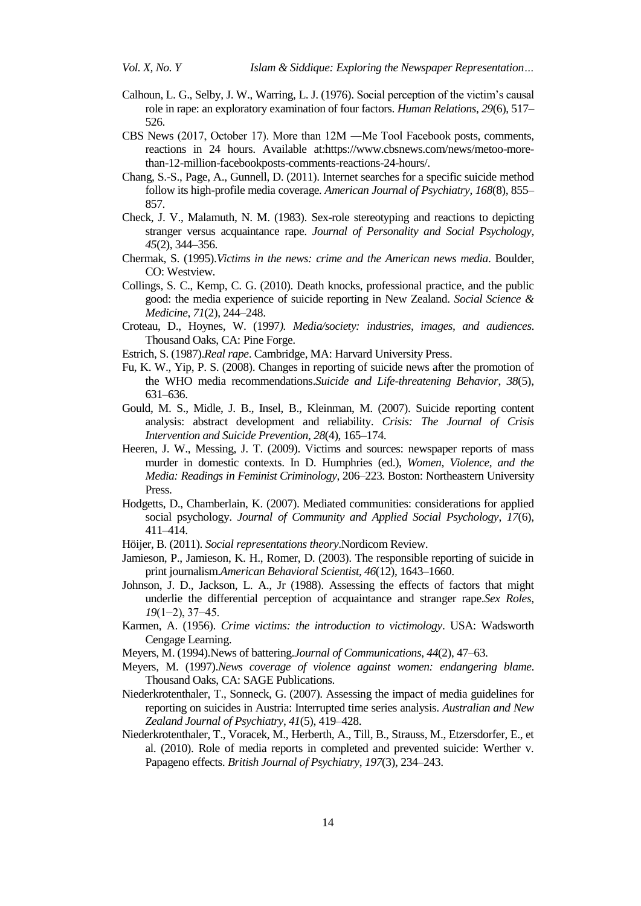Calhoun, L. G., Selby, J. W., Warring, L. J. (1976). Social perception of the victim's causal role in rape: an exploratory examination of four factors. *Human Relations*, *29*(6), 517–526.

CBS News (2017, October 17). More than 12M ―Me Too‖ Facebook posts, comments, reactions in 24 hours. Available at:https://www.cbsnews.com/news/metoo-more-than-12-million-facebookposts-comments-reactions-24-hours/.

Chang, S.-S., Page, A., Gunnell, D. (2011). Internet searches for a specific suicide method follow its high-profile media coverage. *American Journal of Psychiatry*, *168*(8), 855–857.

Check, J. V., Malamuth, N. M. (1983). Sex-role stereotyping and reactions to depicting stranger versus acquaintance rape. *Journal of Personality and Social Psychology*, *45*(2), 344–356.

Chermak, S. (1995).*Victims in the news: crime and the American news media*. Boulder, CO: Westview.

Collings, S. C., Kemp, C. G. (2010). Death knocks, professional practice, and the public good: the media experience of suicide reporting in New Zealand. *Social Science & Medicine*, *71*(2), 244–248.

Croteau, D., Hoynes, W. (1997*). Media/society: industries, images, and audiences*. Thousand Oaks, CA: Pine Forge.

Estrich, S. (1987).*Real rape*. Cambridge, MA: Harvard University Press.

Fu, K. W., Yip, P. S. (2008). Changes in reporting of suicide news after the promotion of the WHO media recommendations.*Suicide and Life-threatening Behavior*, *38*(5), 631–636.

Gould, M. S., Midle, J. B., Insel, B., Kleinman, M. (2007). Suicide reporting content analysis: abstract development and reliability. *Crisis: The Journal of Crisis Intervention and Suicide Prevention*, *28*(4), 165–174.

Heeren, J. W., Messing, J. T. (2009). Victims and sources: newspaper reports of mass murder in domestic contexts. In D. Humphries (ed.), *Women, Violence, and the Media: Readings in Feminist Criminology*, 206–223. Boston: Northeastern University Press.

Hodgetts, D., Chamberlain, K. (2007). Mediated communities: considerations for applied social psychology. *Journal of Community and Applied Social Psychology*, *17*(6), 411–414.

Höijer, B. (2011). *Social representations theory*.Nordicom Review.

Jamieson, P., Jamieson, K. H., Romer, D. (2003). The responsible reporting of suicide in print journalism.*American Behavioral Scientist*, *46*(12), 1643–1660.

Johnson, J. D., Jackson, L. A., Jr (1988). Assessing the effects of factors that might underlie the differential perception of acquaintance and stranger rape.*Sex Roles*, *19*(1−2), 37−45.

Karmen, A. (1956). *Crime victims: the introduction to victimology*. USA: Wadsworth Cengage Learning.

Meyers, M. (1994).News of battering.*Journal of Communications*, *44*(2), 47–63.

Meyers, M. (1997).*News coverage of violence against women: endangering blame*. Thousand Oaks, CA: SAGE Publications.

Niederkrotenthaler, T., Sonneck, G. (2007). Assessing the impact of media guidelines for reporting on suicides in Austria: Interrupted time series analysis. *Australian and New Zealand Journal of Psychiatry*, *41*(5), 419–428.

Niederkrotenthaler, T., Voracek, M., Herberth, A., Till, B., Strauss, M., Etzersdorfer, E., et al. (2010). Role of media reports in completed and prevented suicide: Werther v. Papageno effects. *British Journal of Psychiatry*, *197*(3), 234–243.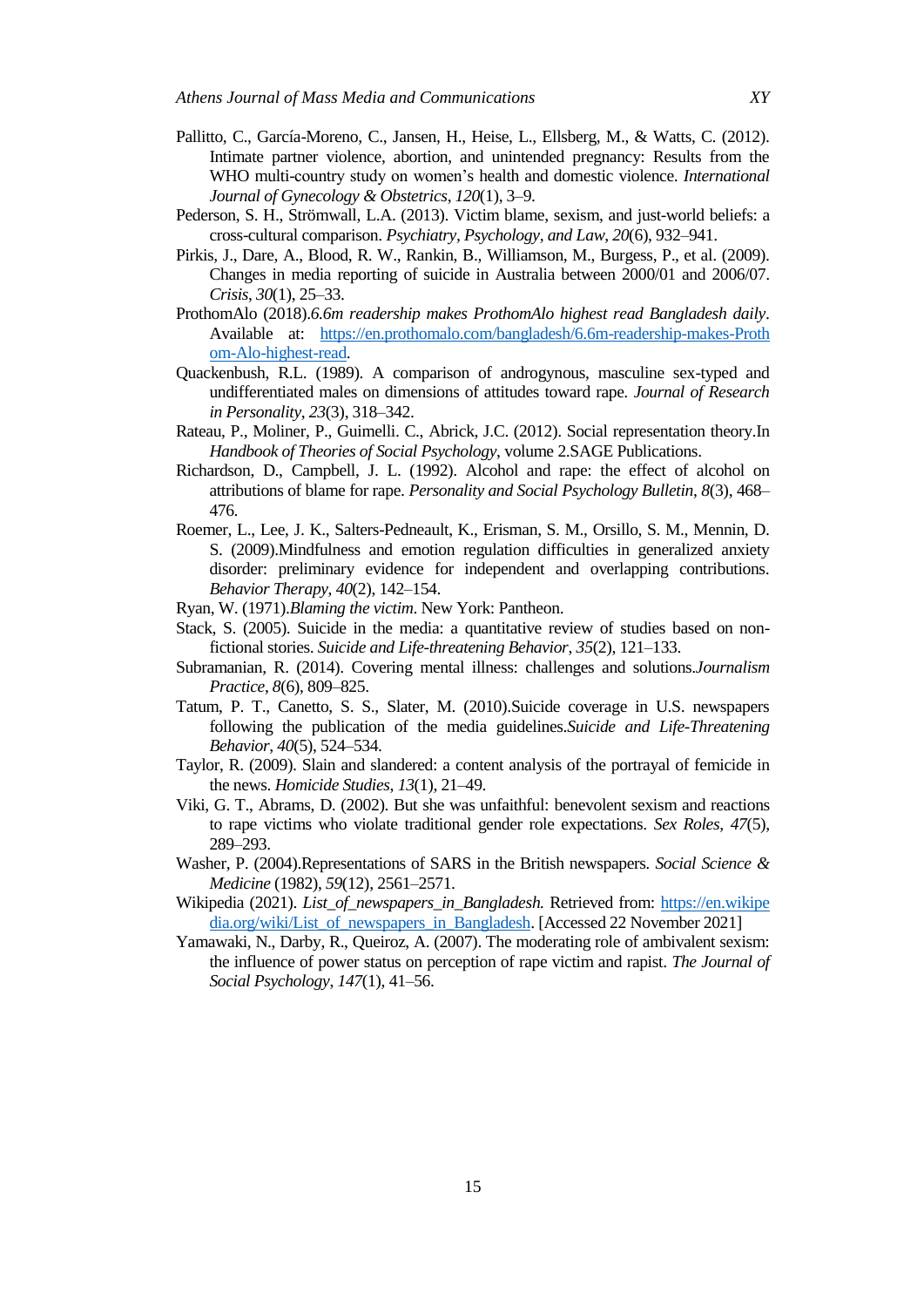Pallitto, C., García-Moreno, C., Jansen, H., Heise, L., Ellsberg, M., & Watts, C. (2012). Intimate partner violence, abortion, and unintended pregnancy: Results from the WHO multi-country study on women's health and domestic violence. *International Journal of Gynecology & Obstetrics*, *120*(1), 3–9.

Pederson, S. H., Strömwall, L.A. (2013). Victim blame, sexism, and just-world beliefs: a cross-cultural comparison. *Psychiatry, Psychology, and Law*, *20*(6), 932–941.

Pirkis, J., Dare, A., Blood, R. W., Rankin, B., Williamson, M., Burgess, P., et al. (2009). Changes in media reporting of suicide in Australia between 2000/01 and 2006/07. *Crisis*, *30*(1), 25–33.

ProthomAlo (2018).*6.6m readership makes ProthomAlo highest read Bangladesh daily*. Available at: https://en.prothomalo.com/bangladesh/6.6m-readership-makes-Prothom-Alo-highest-read.

Quackenbush, R.L. (1989). A comparison of androgynous, masculine sex-typed and undifferentiated males on dimensions of attitudes toward rape. *Journal of Research in Personality*, *23*(3), 318–342.

Rateau, P., Moliner, P., Guimelli. C., Abrick, J.C. (2012). Social representation theory.In *Handbook of Theories of Social Psychology*, volume 2.SAGE Publications.

Richardson, D., Campbell, J. L. (1992). Alcohol and rape: the effect of alcohol on attributions of blame for rape. *Personality and Social Psychology Bulletin*, *8*(3), 468–476.

Roemer, L., Lee, J. K., Salters-Pedneault, K., Erisman, S. M., Orsillo, S. M., Mennin, D. S. (2009).Mindfulness and emotion regulation difficulties in generalized anxiety disorder: preliminary evidence for independent and overlapping contributions. *Behavior Therapy*, *40*(2), 142–154.

Ryan, W. (1971).*Blaming the victim*. New York: Pantheon.

Stack, S. (2005). Suicide in the media: a quantitative review of studies based on non-fictional stories. *Suicide and Life-threatening Behavior*, *35*(2), 121–133.

Subramanian, R. (2014). Covering mental illness: challenges and solutions.*Journalism Practice*, *8*(6), 809–825.

Tatum, P. T., Canetto, S. S., Slater, M. (2010).Suicide coverage in U.S. newspapers following the publication of the media guidelines.*Suicide and Life-Threatening Behavior*, *40*(5), 524–534.

Taylor, R. (2009). Slain and slandered: a content analysis of the portrayal of femicide in the news. *Homicide Studies*, *13*(1), 21–49.

Viki, G. T., Abrams, D. (2002). But she was unfaithful: benevolent sexism and reactions to rape victims who violate traditional gender role expectations. *Sex Roles*, *47*(5), 289–293.

Washer, P. (2004).Representations of SARS in the British newspapers. *Social Science & Medicine* (1982), *59*(12), 2561–2571.

Wikipedia (2021). *List_of_newspapers_in_Bangladesh.* Retrieved from: https://en.wikipedia.org/wiki/List_of_newspapers_in_Bangladesh. [Accessed 22 November 2021]

Yamawaki, N., Darby, R., Queiroz, A. (2007). The moderating role of ambivalent sexism: the influence of power status on perception of rape victim and rapist. *The Journal of Social Psychology*, *147*(1), 41–56.